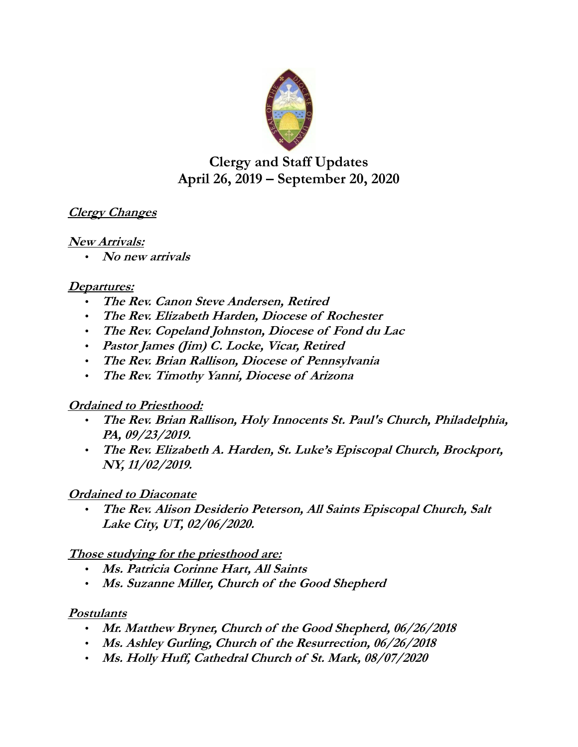# Clergy and Staff Updates
## April 26, 2019 – September 20, 2020

**Clergy Changes**

**New Arrivals:**

- ***No new arrivals***

**Departures:**

- ***The Rev. Canon Steve Andersen, Retired***
- ***The Rev. Elizabeth Harden, Diocese of Rochester***
- ***The Rev. Copeland Johnston, Diocese of Fond du Lac***
- ***Pastor James (Jim) C. Locke, Vicar, Retired***
- ***The Rev. Brian Rallison, Diocese of Pennsylvania***
- ***The Rev. Timothy Yanni, Diocese of Arizona***

**Ordained to Priesthood:**

- ***The Rev. Brian Rallison, Holy Innocents St. Paul's Church, Philadelphia, PA, 09/23/2019.***
- ***The Rev. Elizabeth A. Harden, St. Luke's Episcopal Church, Brockport, NY, 11/02/2019.***

**Ordained to Diaconate**

- ***The Rev. Alison Desiderio Peterson, All Saints Episcopal Church, Salt Lake City, UT, 02/06/2020.***

**Those studying for the priesthood are:**

- ***Ms. Patricia Corinne Hart, All Saints***
- ***Ms. Suzanne Miller, Church of the Good Shepherd***

**Postulants**

- ***Mr. Matthew Bryner, Church of the Good Shepherd, 06/26/2018***
- ***Ms. Ashley Gurling, Church of the Resurrection, 06/26/2018***
- ***Ms. Holly Huff, Cathedral Church of St. Mark, 08/07/2020***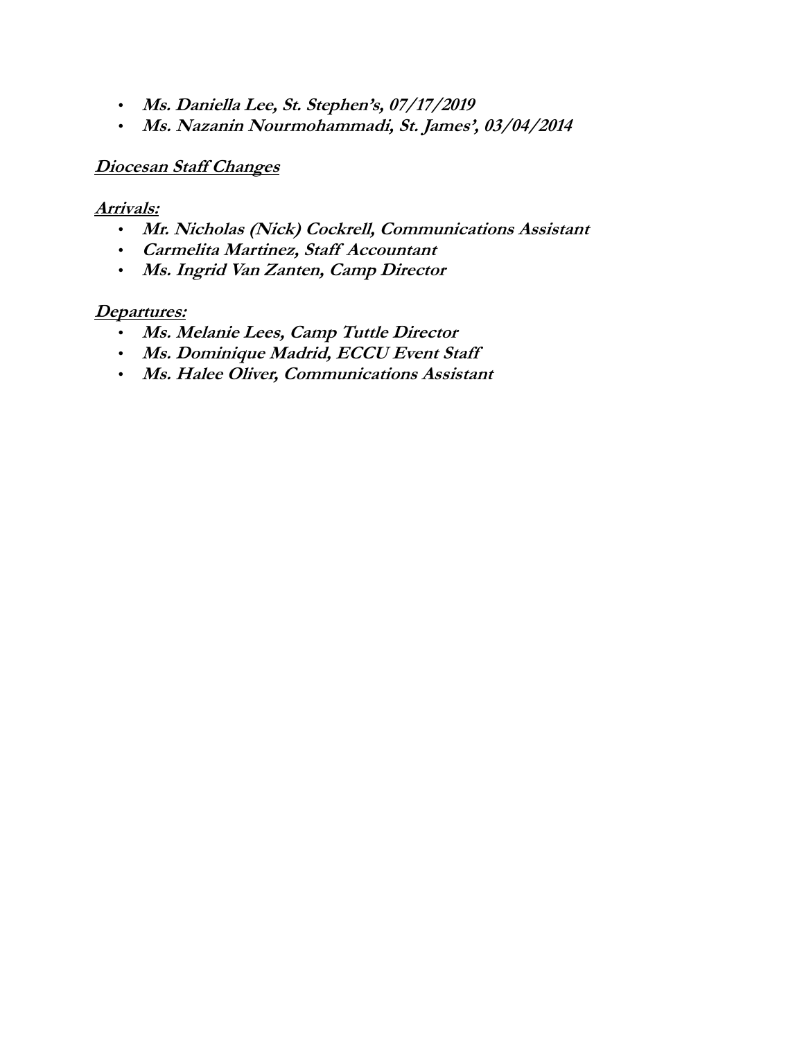- ***Ms. Daniella Lee, St. Stephen's, 07/17/2019***
- ***Ms. Nazanin Nourmohammadi, St. James', 03/04/2014***

***Diocesan Staff Changes***

***Arrivals:***

- ***Mr. Nicholas (Nick) Cockrell, Communications Assistant***
- ***Carmelita Martinez, Staff Accountant***
- ***Ms. Ingrid Van Zanten, Camp Director***

***Departures:***

- ***Ms. Melanie Lees, Camp Tuttle Director***
- ***Ms. Dominique Madrid, ECCU Event Staff***
- ***Ms. Halee Oliver, Communications Assistant***